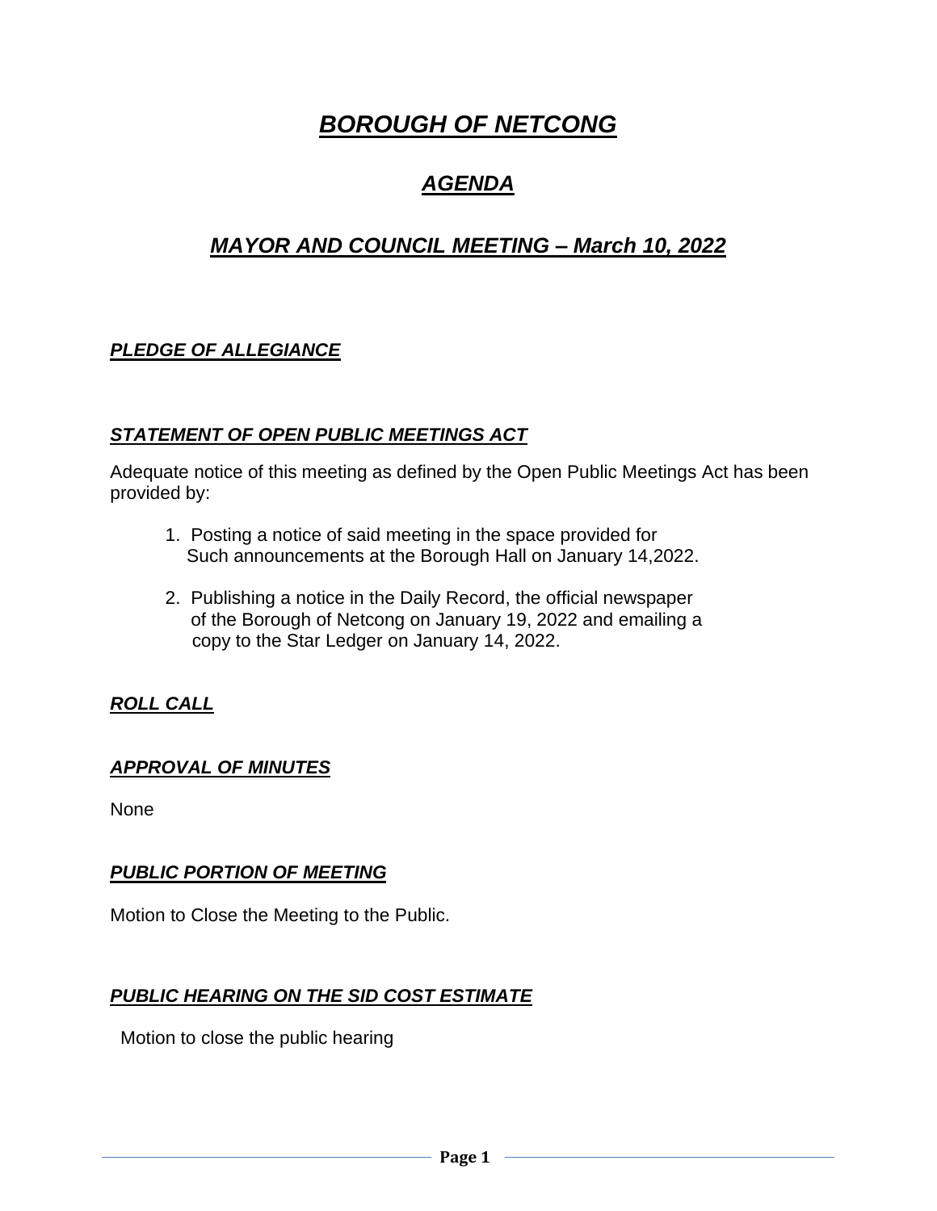# ***BOROUGH OF NETCONG***

## ***AGENDA***

## ***MAYOR AND COUNCIL MEETING – March 10, 2022***

### ***PLEDGE OF ALLEGIANCE***

### ***STATEMENT OF OPEN PUBLIC MEETINGS ACT***

Adequate notice of this meeting as defined by the Open Public Meetings Act has been provided by:

1. Posting a notice of said meeting in the space provided for Such announcements at the Borough Hall on January 14,2022.
2. Publishing a notice in the Daily Record, the official newspaper of the Borough of Netcong on January 19, 2022 and emailing a copy to the Star Ledger on January 14, 2022.

### ***ROLL CALL***

### ***APPROVAL OF MINUTES***

None

### ***PUBLIC PORTION OF MEETING***

Motion to Close the Meeting to the Public.

### ***PUBLIC HEARING ON THE SID COST ESTIMATE***

Motion to close the public hearing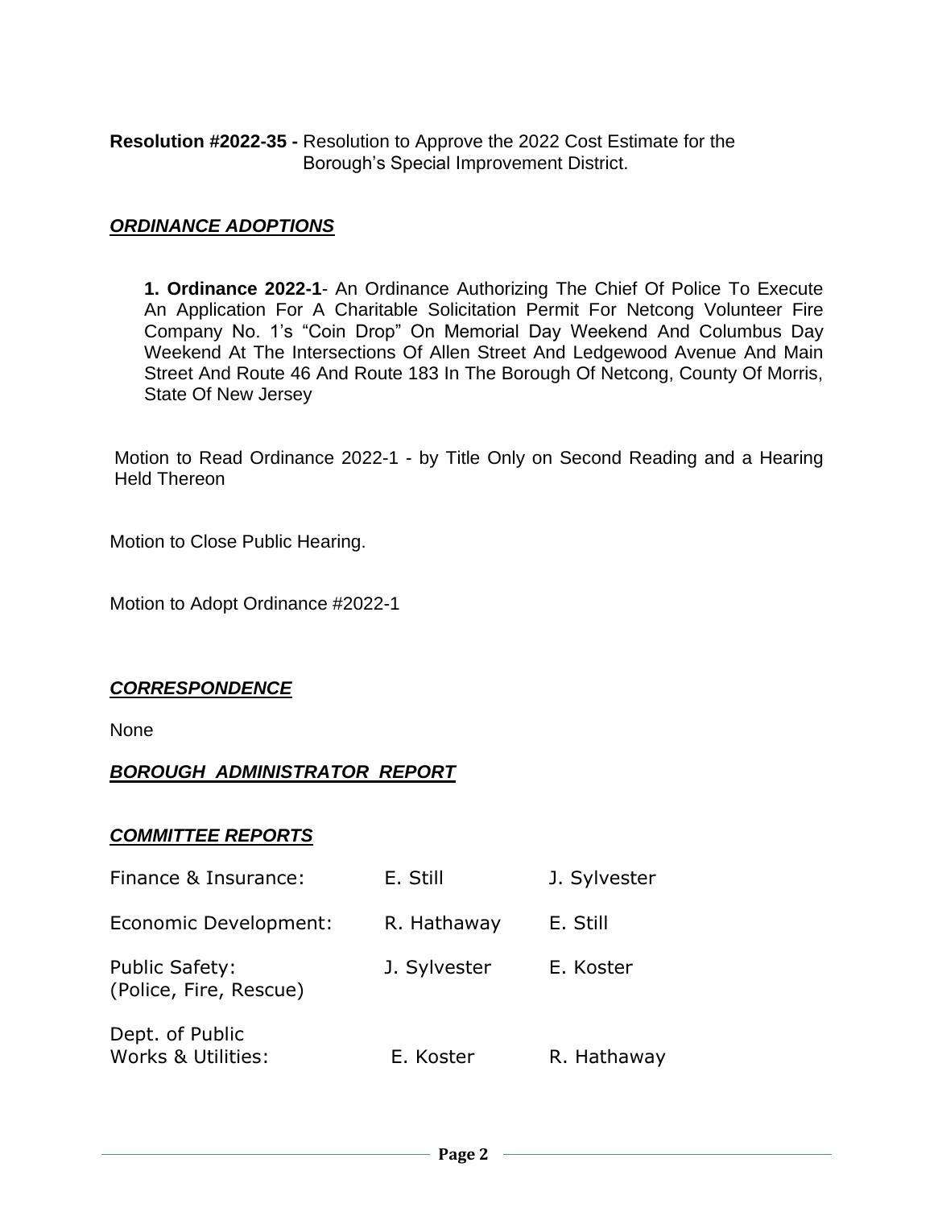**Resolution #2022-35 -** Resolution to Approve the 2022 Cost Estimate for the Borough's Special Improvement District.

***ORDINANCE ADOPTIONS***

**1. Ordinance 2022-1**- An Ordinance Authorizing The Chief Of Police To Execute An Application For A Charitable Solicitation Permit For Netcong Volunteer Fire Company No. 1's "Coin Drop" On Memorial Day Weekend And Columbus Day Weekend At The Intersections Of Allen Street And Ledgewood Avenue And Main Street And Route 46 And Route 183 In The Borough Of Netcong, County Of Morris, State Of New Jersey

Motion to Read Ordinance 2022-1 - by Title Only on Second Reading and a Hearing Held Thereon

Motion to Close Public Hearing.

Motion to Adopt Ordinance #2022-1

***CORRESPONDENCE***

None

***BOROUGH ADMINISTRATOR REPORT***

***COMMITTEE REPORTS***

| | | |
|---|---|---|
| Finance & Insurance: | E. Still | J. Sylvester |
| Economic Development: | R. Hathaway | E. Still |
| Public Safety: (Police, Fire, Rescue) | J. Sylvester | E. Koster |
| Dept. of Public Works & Utilities: | E. Koster | R. Hathaway |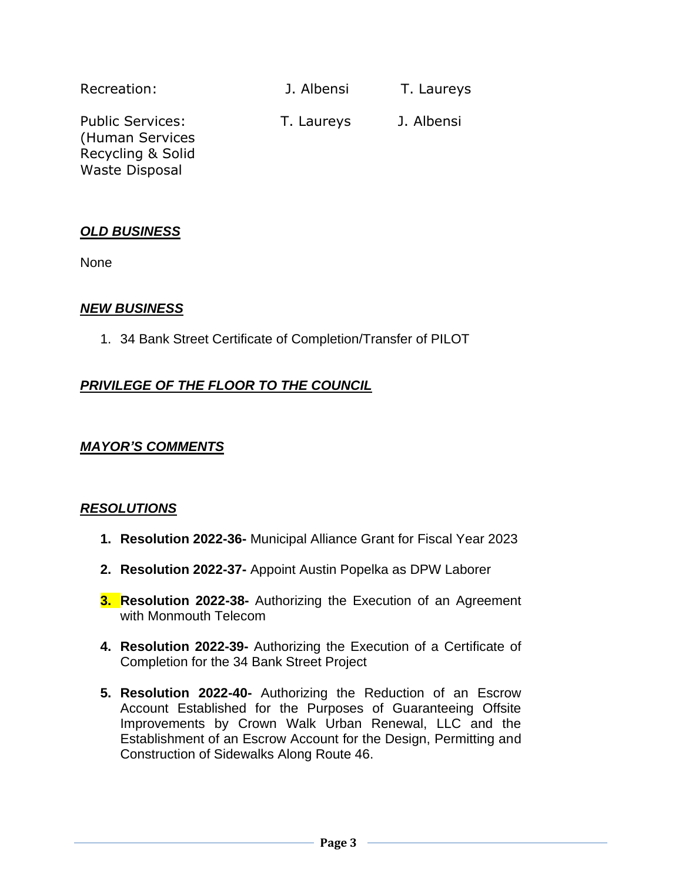| | | |
|---|---|---|
| Recreation: | J. Albensi | T. Laureys |
| Public Services: (Human Services Recycling & Solid Waste Disposal | T. Laureys | J. Albensi |

## ***OLD BUSINESS***

None

## ***NEW BUSINESS***

1. 34 Bank Street Certificate of Completion/Transfer of PILOT

## ***PRIVILEGE OF THE FLOOR TO THE COUNCIL***

## ***MAYOR'S COMMENTS***

## ***RESOLUTIONS***

1. **Resolution 2022-36-** Municipal Alliance Grant for Fiscal Year 2023
2. **Resolution 2022-37-** Appoint Austin Popelka as DPW Laborer
3. **Resolution 2022-38-** Authorizing the Execution of an Agreement with Monmouth Telecom
4. **Resolution 2022-39-** Authorizing the Execution of a Certificate of Completion for the 34 Bank Street Project
5. **Resolution 2022-40-** Authorizing the Reduction of an Escrow Account Established for the Purposes of Guaranteeing Offsite Improvements by Crown Walk Urban Renewal, LLC and the Establishment of an Escrow Account for the Design, Permitting and Construction of Sidewalks Along Route 46.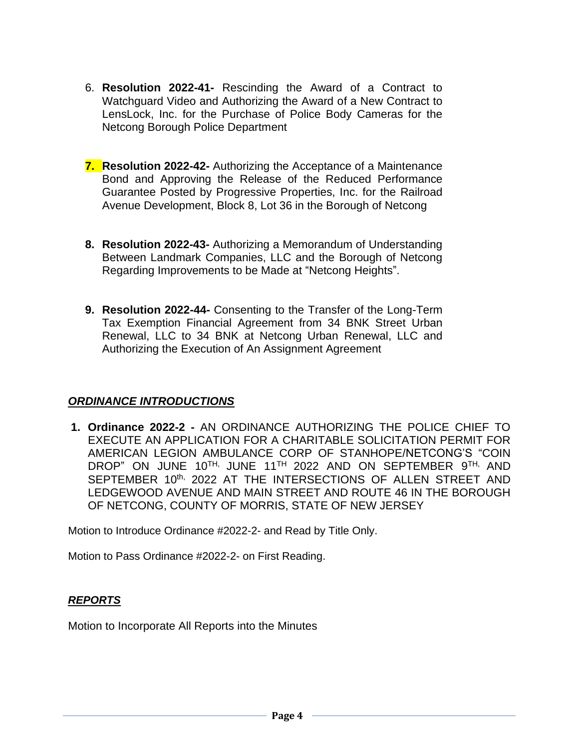6. **Resolution 2022-41-** Rescinding the Award of a Contract to Watchguard Video and Authorizing the Award of a New Contract to LensLock, Inc. for the Purchase of Police Body Cameras for the Netcong Borough Police Department

7. **Resolution 2022-42-** Authorizing the Acceptance of a Maintenance Bond and Approving the Release of the Reduced Performance Guarantee Posted by Progressive Properties, Inc. for the Railroad Avenue Development, Block 8, Lot 36 in the Borough of Netcong

8. **Resolution 2022-43-** Authorizing a Memorandum of Understanding Between Landmark Companies, LLC and the Borough of Netcong Regarding Improvements to be Made at "Netcong Heights".

9. **Resolution 2022-44-** Consenting to the Transfer of the Long-Term Tax Exemption Financial Agreement from 34 BNK Street Urban Renewal, LLC to 34 BNK at Netcong Urban Renewal, LLC and Authorizing the Execution of An Assignment Agreement

## ***ORDINANCE INTRODUCTIONS***

1. **Ordinance 2022-2 -** AN ORDINANCE AUTHORIZING THE POLICE CHIEF TO EXECUTE AN APPLICATION FOR A CHARITABLE SOLICITATION PERMIT FOR AMERICAN LEGION AMBULANCE CORP OF STANHOPE/NETCONG'S "COIN DROP" ON JUNE 10TH, JUNE 11TH 2022 AND ON SEPTEMBER 9TH, AND SEPTEMBER 10th, 2022 AT THE INTERSECTIONS OF ALLEN STREET AND LEDGEWOOD AVENUE AND MAIN STREET AND ROUTE 46 IN THE BOROUGH OF NETCONG, COUNTY OF MORRIS, STATE OF NEW JERSEY

Motion to Introduce Ordinance #2022-2- and Read by Title Only.

Motion to Pass Ordinance #2022-2- on First Reading.

## ***REPORTS***

Motion to Incorporate All Reports into the Minutes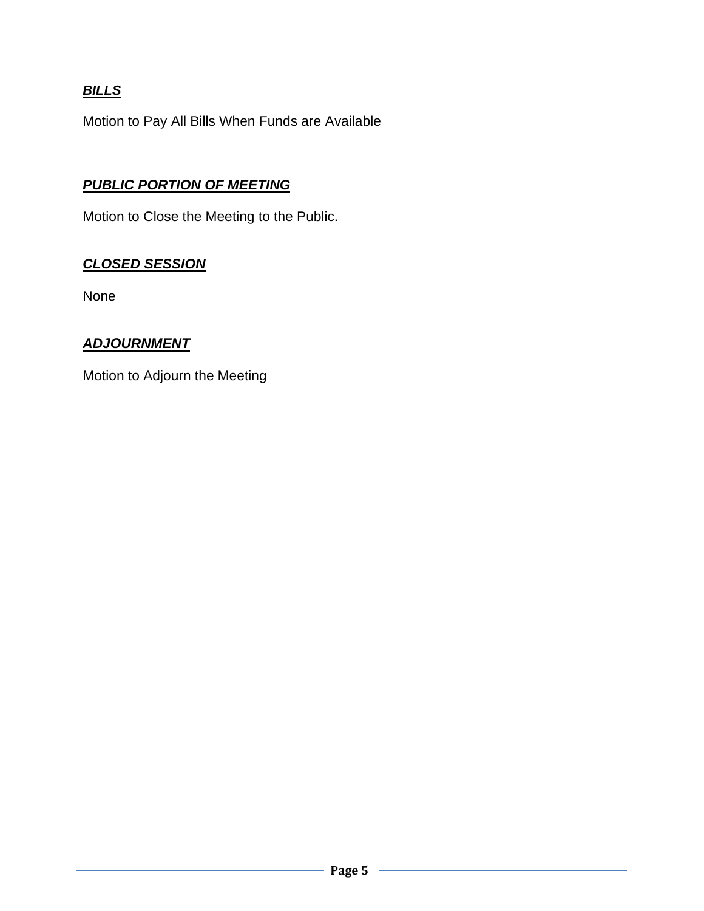***BILLS***

Motion to Pay All Bills When Funds are Available

***PUBLIC PORTION OF MEETING***

Motion to Close the Meeting to the Public.

***CLOSED SESSION***

None

***ADJOURNMENT***

Motion to Adjourn the Meeting